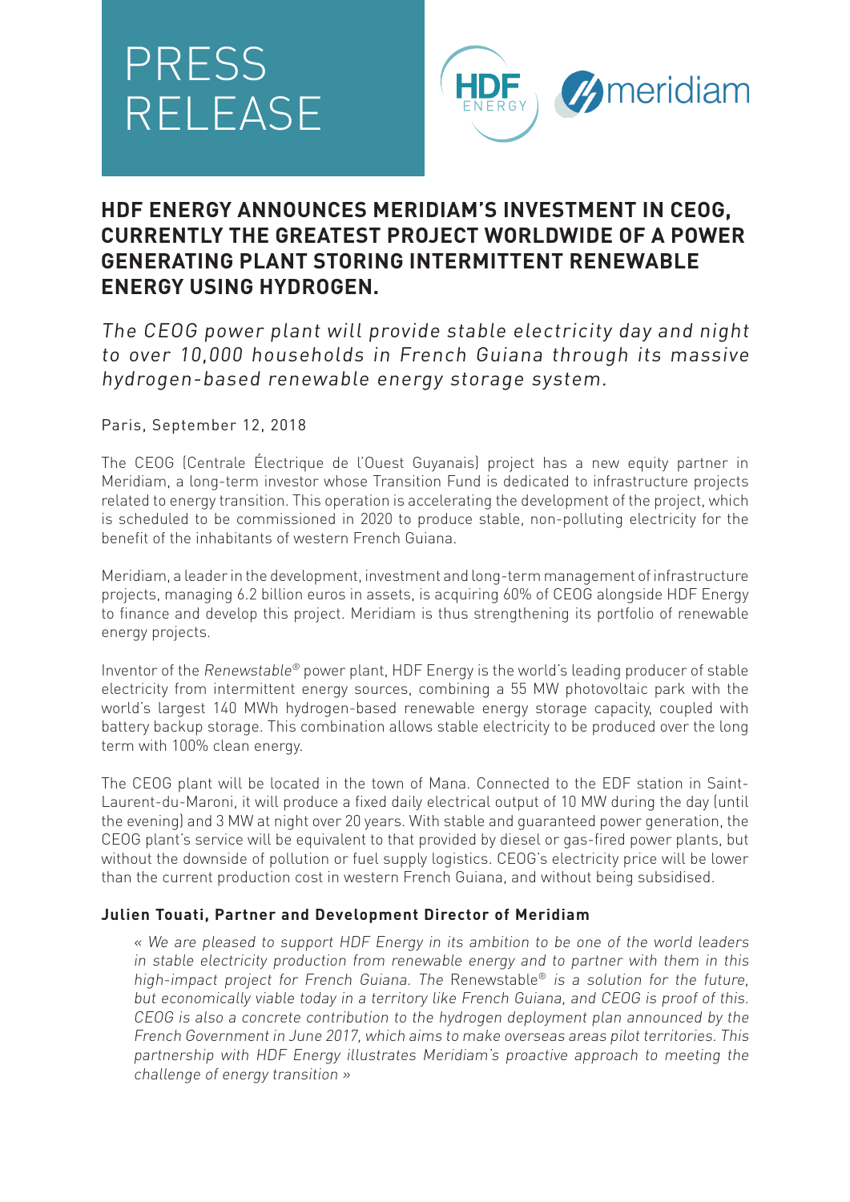# PRESS RELEASE

HDF ENERGY meridiam

## HDF ENERGY ANNOUNCES MERIDIAM'S INVESTMENT IN CEOG, CURRENTLY THE GREATEST PROJECT WORLDWIDE OF A POWER GENERATING PLANT STORING INTERMITTENT RENEWABLE ENERGY USING HYDROGEN.

*The CEOG power plant will provide stable electricity day and night to over 10,000 households in French Guiana through its massive hydrogen-based renewable energy storage system.*

Paris, September 12, 2018

The CEOG (Centrale Électrique de l'Ouest Guyanais) project has a new equity partner in Meridiam, a long-term investor whose Transition Fund is dedicated to infrastructure projects related to energy transition. This operation is accelerating the development of the project, which is scheduled to be commissioned in 2020 to produce stable, non-polluting electricity for the benefit of the inhabitants of western French Guiana.

Meridiam, a leader in the development, investment and long-term management of infrastructure projects, managing 6.2 billion euros in assets, is acquiring 60% of CEOG alongside HDF Energy to finance and develop this project. Meridiam is thus strengthening its portfolio of renewable energy projects.

Inventor of the *Renewstable®* power plant, HDF Energy is the world's leading producer of stable electricity from intermittent energy sources, combining a 55 MW photovoltaic park with the world's largest 140 MWh hydrogen-based renewable energy storage capacity, coupled with battery backup storage. This combination allows stable electricity to be produced over the long term with 100% clean energy.

The CEOG plant will be located in the town of Mana. Connected to the EDF station in Saint-Laurent-du-Maroni, it will produce a fixed daily electrical output of 10 MW during the day (until the evening) and 3 MW at night over 20 years. With stable and guaranteed power generation, the CEOG plant's service will be equivalent to that provided by diesel or gas-fired power plants, but without the downside of pollution or fuel supply logistics. CEOG's electricity price will be lower than the current production cost in western French Guiana, and without being subsidised.

**Julien Touati, Partner and Development Director of Meridiam**

> *« We are pleased to support HDF Energy in its ambition to be one of the world leaders in stable electricity production from renewable energy and to partner with them in this high-impact project for French Guiana. The* Renewstable® *is a solution for the future, but economically viable today in a territory like French Guiana, and CEOG is proof of this. CEOG is also a concrete contribution to the hydrogen deployment plan announced by the French Government in June 2017, which aims to make overseas areas pilot territories. This partnership with HDF Energy illustrates Meridiam's proactive approach to meeting the challenge of energy transition »*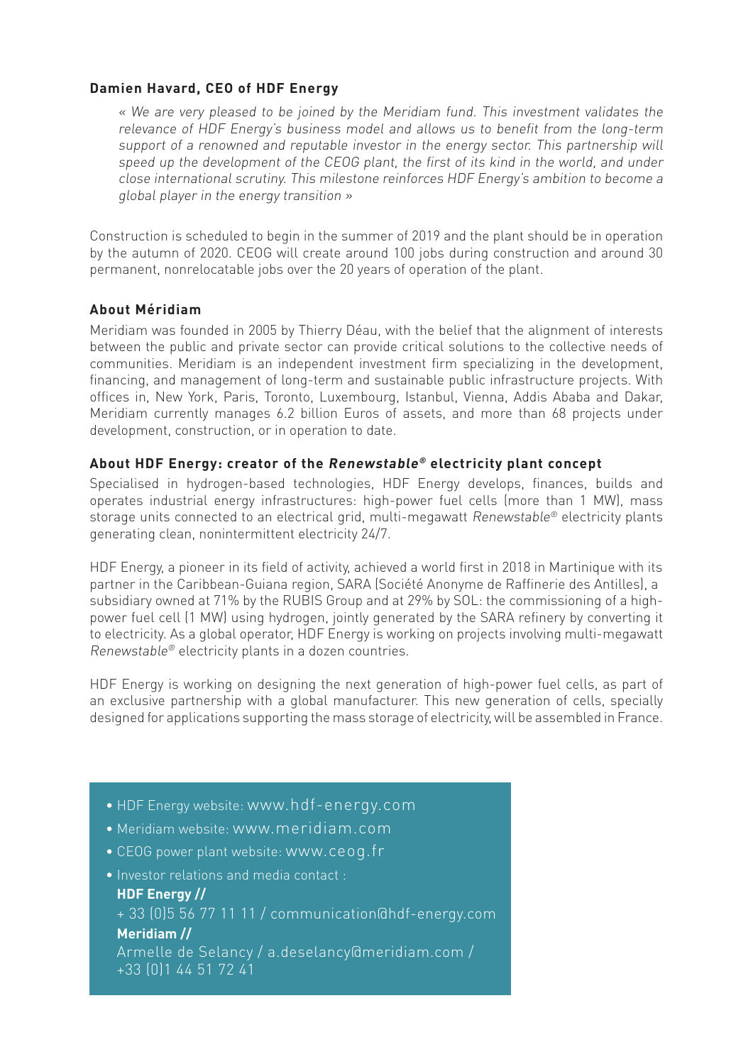**Damien Havard, CEO of HDF Energy**

> *« We are very pleased to be joined by the Meridiam fund. This investment validates the relevance of HDF Energy's business model and allows us to benefit from the long-term support of a renowned and reputable investor in the energy sector. This partnership will speed up the development of the CEOG plant, the first of its kind in the world, and under close international scrutiny. This milestone reinforces HDF Energy's ambition to become a global player in the energy transition »*

Construction is scheduled to begin in the summer of 2019 and the plant should be in operation by the autumn of 2020. CEOG will create around 100 jobs during construction and around 30 permanent, nonrelocatable jobs over the 20 years of operation of the plant.

**About Méridiam**

Meridiam was founded in 2005 by Thierry Déau, with the belief that the alignment of interests between the public and private sector can provide critical solutions to the collective needs of communities. Meridiam is an independent investment firm specializing in the development, financing, and management of long-term and sustainable public infrastructure projects. With offices in, New York, Paris, Toronto, Luxembourg, Istanbul, Vienna, Addis Ababa and Dakar, Meridiam currently manages 6.2 billion Euros of assets, and more than 68 projects under development, construction, or in operation to date.

**About HDF Energy: creator of the *Renewstable®* electricity plant concept**

Specialised in hydrogen-based technologies, HDF Energy develops, finances, builds and operates industrial energy infrastructures: high-power fuel cells (more than 1 MW), mass storage units connected to an electrical grid, multi-megawatt *Renewstable®* electricity plants generating clean, nonintermittent electricity 24/7.

HDF Energy, a pioneer in its field of activity, achieved a world first in 2018 in Martinique with its partner in the Caribbean-Guiana region, SARA (Société Anonyme de Raffinerie des Antilles), a subsidiary owned at 71% by the RUBIS Group and at 29% by SOL: the commissioning of a high-power fuel cell (1 MW) using hydrogen, jointly generated by the SARA refinery by converting it to electricity. As a global operator, HDF Energy is working on projects involving multi-megawatt *Renewstable®* electricity plants in a dozen countries.

HDF Energy is working on designing the next generation of high-power fuel cells, as part of an exclusive partnership with a global manufacturer. This new generation of cells, specially designed for applications supporting the mass storage of electricity, will be assembled in France.

- HDF Energy website: www.hdf-energy.com
- Meridiam website: www.meridiam.com
- CEOG power plant website: www.ceog.fr
- Investor relations and media contact :
  **HDF Energy //**
  + 33 (0)5 56 77 11 11 / communication@hdf-energy.com
  **Meridiam //**
  Armelle de Selancy / a.deselancy@meridiam.com / +33 (0)1 44 51 72 41